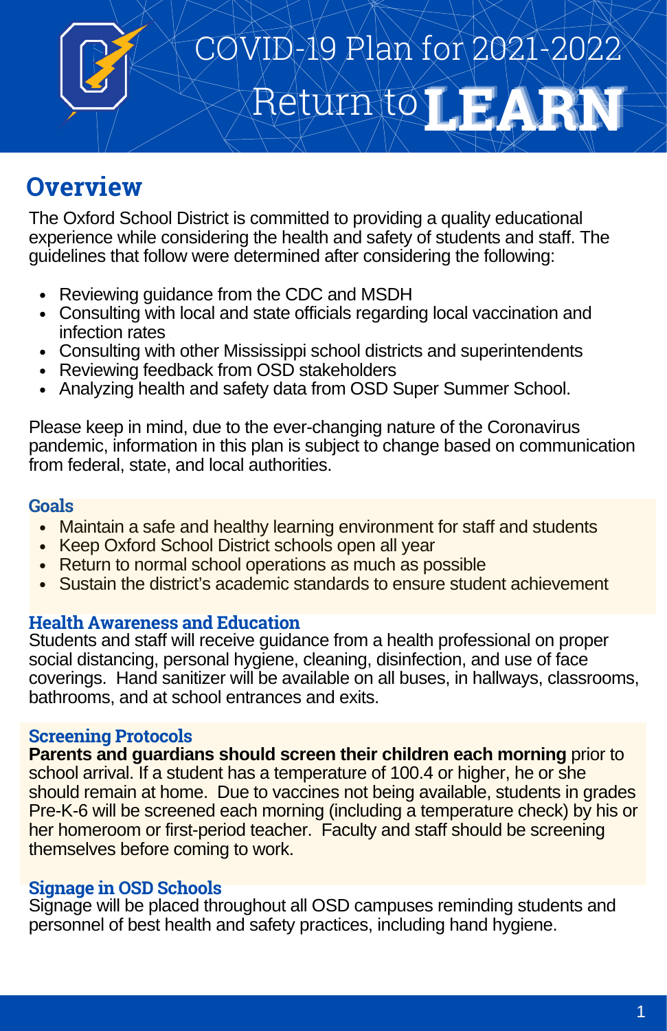# COVID-19 Plan for 2021-2022

# Return to LEARN

## Overview

The Oxford School District is committed to providing a quality educational experience while considering the health and safety of students and staff. The guidelines that follow were determined after considering the following:

- Reviewing guidance from the CDC and MSDH
- Consulting with local and state officials regarding local vaccination and infection rates
- Consulting with other Mississippi school districts and superintendents
- Reviewing feedback from OSD stakeholders
- Analyzing health and safety data from OSD Super Summer School.

Please keep in mind, due to the ever-changing nature of the Coronavirus pandemic, information in this plan is subject to change based on communication from federal, state, and local authorities.

### Goals

- Maintain a safe and healthy learning environment for staff and students
- Keep Oxford School District schools open all year
- Return to normal school operations as much as possible
- Sustain the district's academic standards to ensure student achievement

### Health Awareness and Education

Students and staff will receive guidance from a health professional on proper social distancing, personal hygiene, cleaning, disinfection, and use of face coverings. Hand sanitizer will be available on all buses, in hallways, classrooms, bathrooms, and at school entrances and exits.

### Screening Protocols

**Parents and guardians should screen their children each morning** prior to school arrival. If a student has a temperature of 100.4 or higher, he or she should remain at home. Due to vaccines not being available, students in grades Pre-K-6 will be screened each morning (including a temperature check) by his or her homeroom or first-period teacher. Faculty and staff should be screening themselves before coming to work.

### Signage in OSD Schools

Signage will be placed throughout all OSD campuses reminding students and personnel of best health and safety practices, including hand hygiene.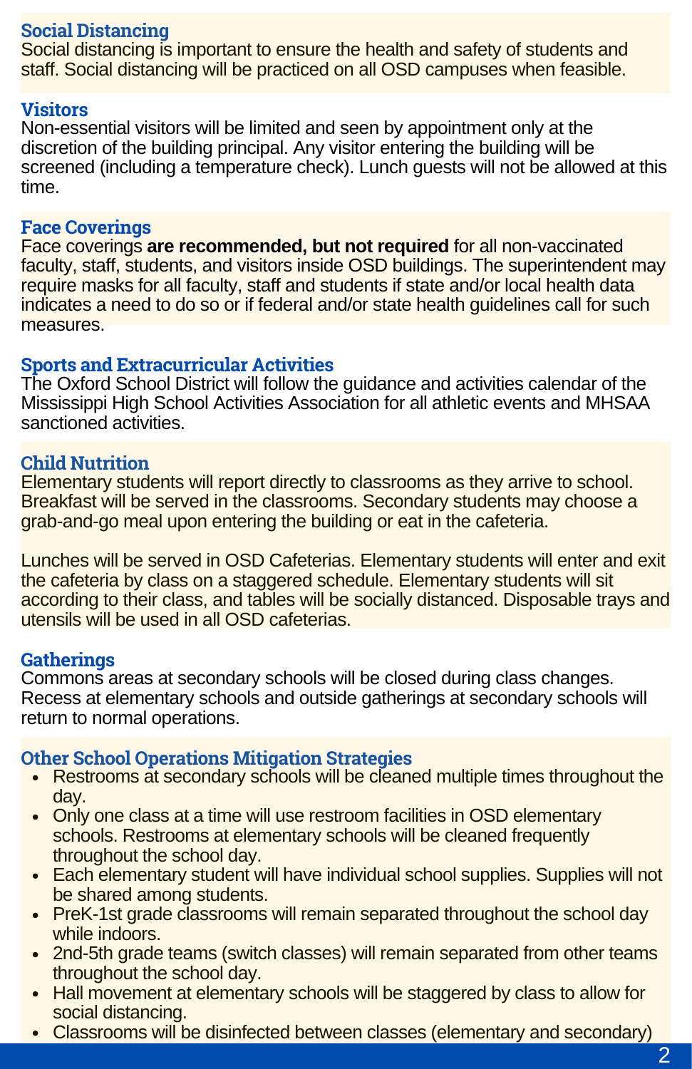## Social Distancing

Social distancing is important to ensure the health and safety of students and staff. Social distancing will be practiced on all OSD campuses when feasible.

## Visitors

Non-essential visitors will be limited and seen by appointment only at the discretion of the building principal. Any visitor entering the building will be screened (including a temperature check). Lunch guests will not be allowed at this time.

## Face Coverings

Face coverings **are recommended, but not required** for all non-vaccinated faculty, staff, students, and visitors inside OSD buildings. The superintendent may require masks for all faculty, staff and students if state and/or local health data indicates a need to do so or if federal and/or state health guidelines call for such measures.

## Sports and Extracurricular Activities

The Oxford School District will follow the guidance and activities calendar of the Mississippi High School Activities Association for all athletic events and MHSAA sanctioned activities.

## Child Nutrition

Elementary students will report directly to classrooms as they arrive to school. Breakfast will be served in the classrooms. Secondary students may choose a grab-and-go meal upon entering the building or eat in the cafeteria.

Lunches will be served in OSD Cafeterias. Elementary students will enter and exit the cafeteria by class on a staggered schedule. Elementary students will sit according to their class, and tables will be socially distanced. Disposable trays and utensils will be used in all OSD cafeterias.

## Gatherings

Commons areas at secondary schools will be closed during class changes. Recess at elementary schools and outside gatherings at secondary schools will return to normal operations.

## Other School Operations Mitigation Strategies

- Restrooms at secondary schools will be cleaned multiple times throughout the day.
- Only one class at a time will use restroom facilities in OSD elementary schools. Restrooms at elementary schools will be cleaned frequently throughout the school day.
- Each elementary student will have individual school supplies. Supplies will not be shared among students.
- PreK-1st grade classrooms will remain separated throughout the school day while indoors.
- 2nd-5th grade teams (switch classes) will remain separated from other teams throughout the school day.
- Hall movement at elementary schools will be staggered by class to allow for social distancing.
- Classrooms will be disinfected between classes (elementary and secondary)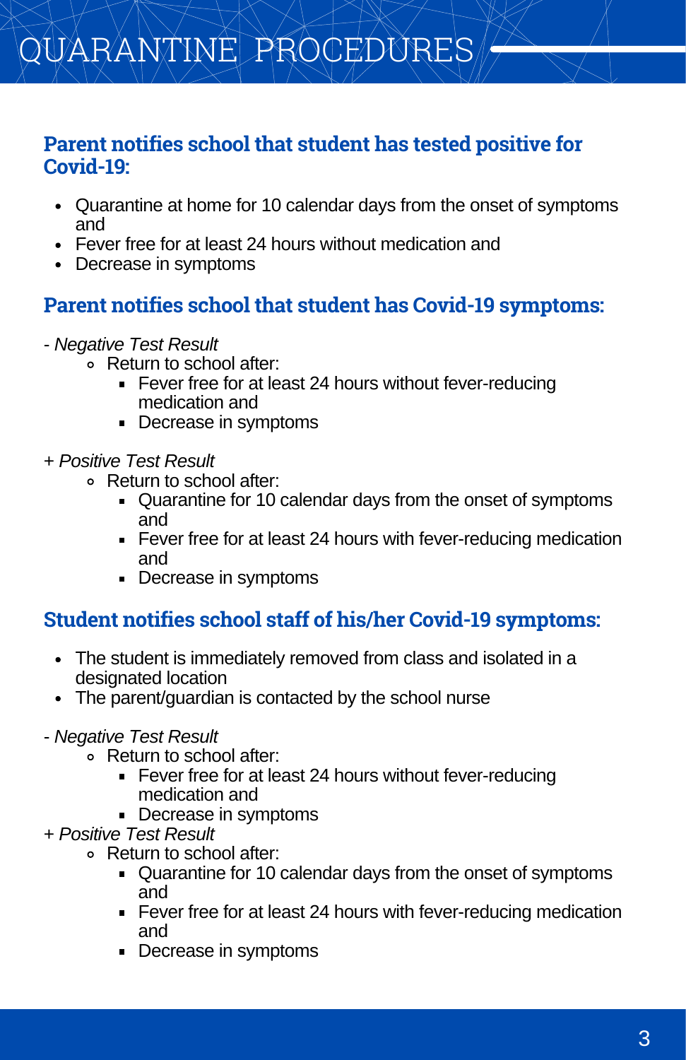# QUARANTINE PROCEDURES

## Parent notifies school that student has tested positive for Covid-19:

- Quarantine at home for 10 calendar days from the onset of symptoms and
- Fever free for at least 24 hours without medication and
- Decrease in symptoms

## Parent notifies school that student has Covid-19 symptoms:

- *Negative Test Result*
  - Return to school after:
    - Fever free for at least 24 hours without fever-reducing medication and
    - Decrease in symptoms

+ *Positive Test Result*
  - Return to school after:
    - Quarantine for 10 calendar days from the onset of symptoms and
    - Fever free for at least 24 hours with fever-reducing medication and
    - Decrease in symptoms

## Student notifies school staff of his/her Covid-19 symptoms:

- The student is immediately removed from class and isolated in a designated location
- The parent/guardian is contacted by the school nurse

- *Negative Test Result*
  - Return to school after:
    - Fever free for at least 24 hours without fever-reducing medication and
    - Decrease in symptoms

+ *Positive Test Result*
  - Return to school after:
    - Quarantine for 10 calendar days from the onset of symptoms and
    - Fever free for at least 24 hours with fever-reducing medication and
    - Decrease in symptoms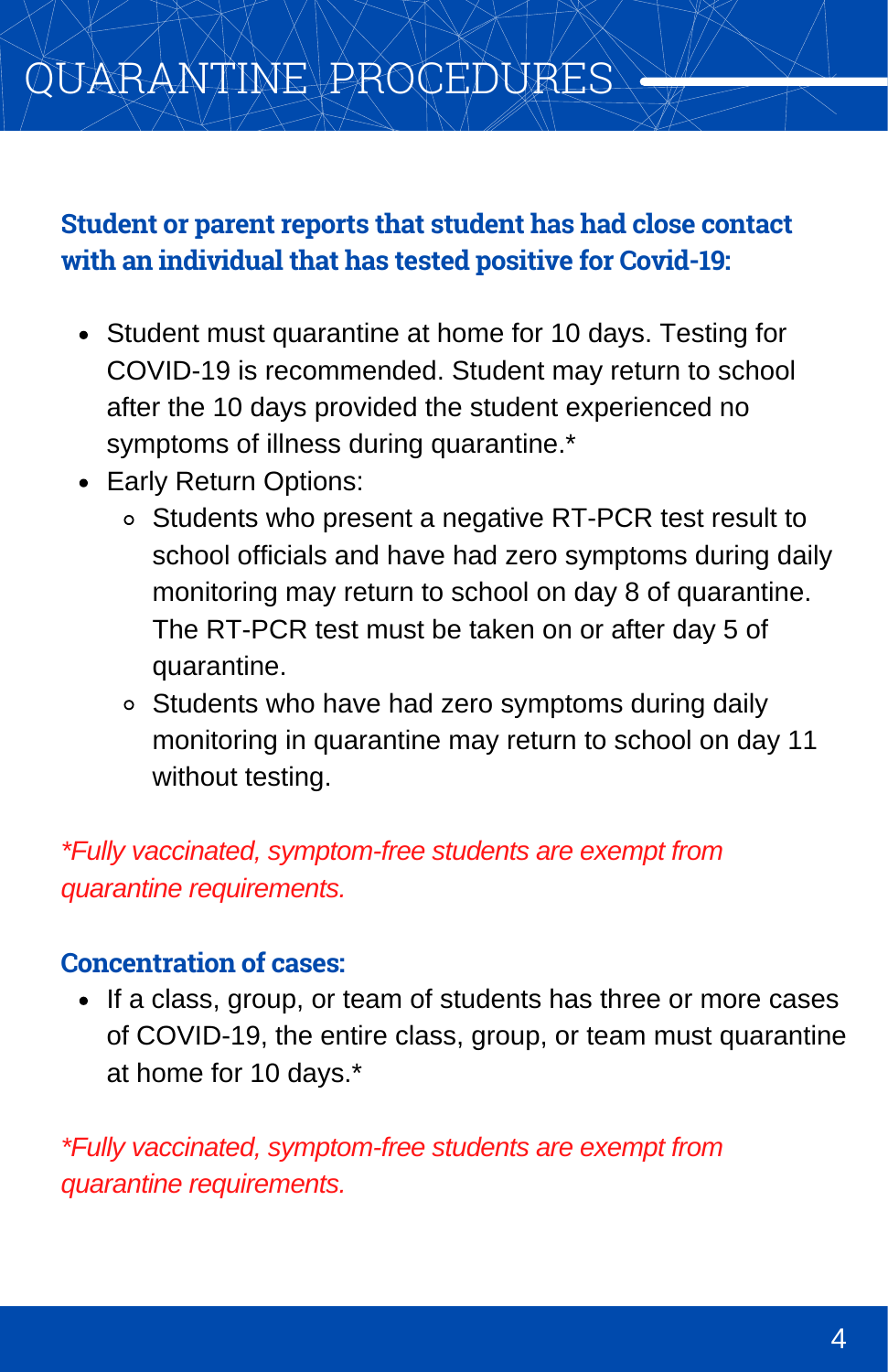# QUARANTINE PROCEDURES

**Student or parent reports that student has had close contact with an individual that has tested positive for Covid-19:**

- Student must quarantine at home for 10 days. Testing for COVID-19 is recommended. Student may return to school after the 10 days provided the student experienced no symptoms of illness during quarantine.*
- Early Return Options:
  - Students who present a negative RT-PCR test result to school officials and have had zero symptoms during daily monitoring may return to school on day 8 of quarantine. The RT-PCR test must be taken on or after day 5 of quarantine.
  - Students who have had zero symptoms during daily monitoring in quarantine may return to school on day 11 without testing.

*\*Fully vaccinated, symptom-free students are exempt from quarantine requirements.*

**Concentration of cases:**

- If a class, group, or team of students has three or more cases of COVID-19, the entire class, group, or team must quarantine at home for 10 days.*

*\*Fully vaccinated, symptom-free students are exempt from quarantine requirements.*